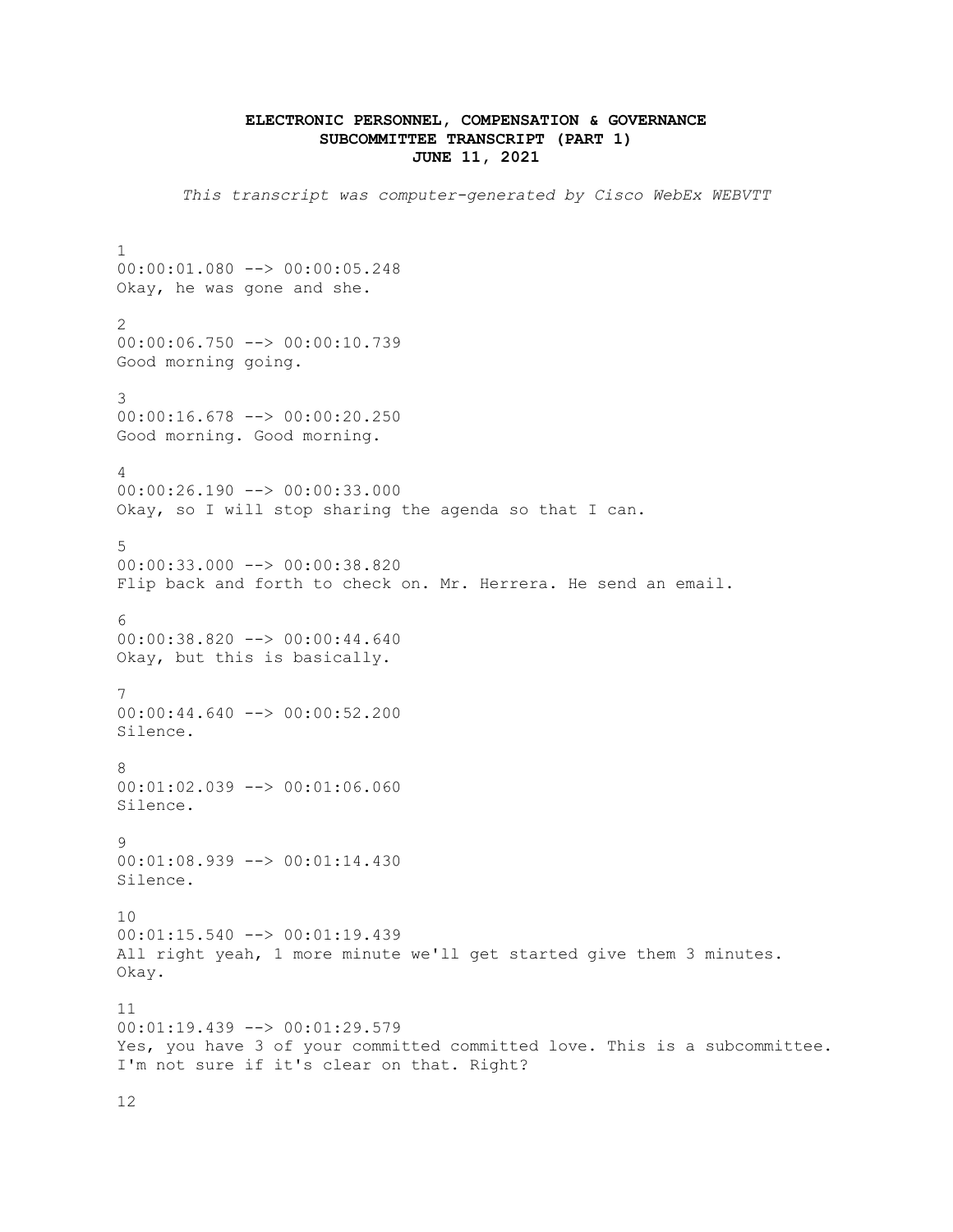**ELECTRONIC PERSONNEL, COMPENSATION & GOVERNANCE SUBCOMMITTEE TRANSCRIPT (PART 1)**
**JUNE 11, 2021**

*This transcript was computer-generated by Cisco WebEx WEBVTT*

1
00:00:01.080 --> 00:00:05.248
Okay, he was gone and she.

2
00:00:06.750 --> 00:00:10.739
Good morning going.

3
00:00:16.678 --> 00:00:20.250
Good morning. Good morning.

4
00:00:26.190 --> 00:00:33.000
Okay, so I will stop sharing the agenda so that I can.

5
00:00:33.000 --> 00:00:38.820
Flip back and forth to check on. Mr. Herrera. He send an email.

6
00:00:38.820 --> 00:00:44.640
Okay, but this is basically.

7
00:00:44.640 --> 00:00:52.200
Silence.

8
00:01:02.039 --> 00:01:06.060
Silence.

9
00:01:08.939 --> 00:01:14.430
Silence.

10
00:01:15.540 --> 00:01:19.439
All right yeah, 1 more minute we'll get started give them 3 minutes. Okay.

11
00:01:19.439 --> 00:01:29.579
Yes, you have 3 of your committed committed love. This is a subcommittee. I'm not sure if it's clear on that. Right?

12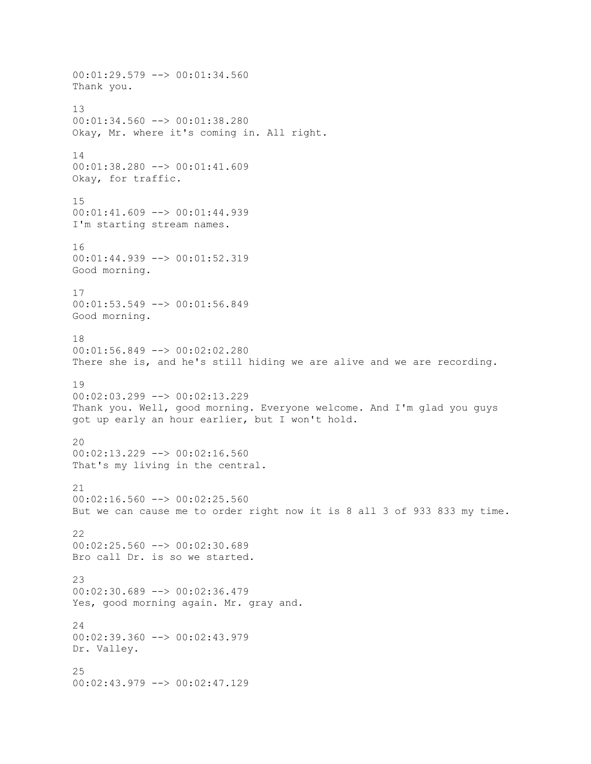00:01:29.579 --> 00:01:34.560
Thank you.

13
00:01:34.560 --> 00:01:38.280
Okay, Mr. where it's coming in. All right.

14
00:01:38.280 --> 00:01:41.609
Okay, for traffic.

15
00:01:41.609 --> 00:01:44.939
I'm starting stream names.

16
00:01:44.939 --> 00:01:52.319
Good morning.

17
00:01:53.549 --> 00:01:56.849
Good morning.

18
00:01:56.849 --> 00:02:02.280
There she is, and he's still hiding we are alive and we are recording.

19
00:02:03.299 --> 00:02:13.229
Thank you. Well, good morning. Everyone welcome. And I'm glad you guys got up early an hour earlier, but I won't hold.

20
00:02:13.229 --> 00:02:16.560
That's my living in the central.

21
00:02:16.560 --> 00:02:25.560
But we can cause me to order right now it is 8 all 3 of 933 833 my time.

22
00:02:25.560 --> 00:02:30.689
Bro call Dr. is so we started.

23
00:02:30.689 --> 00:02:36.479
Yes, good morning again. Mr. gray and.

24
00:02:39.360 --> 00:02:43.979
Dr. Valley.

25
00:02:43.979 --> 00:02:47.129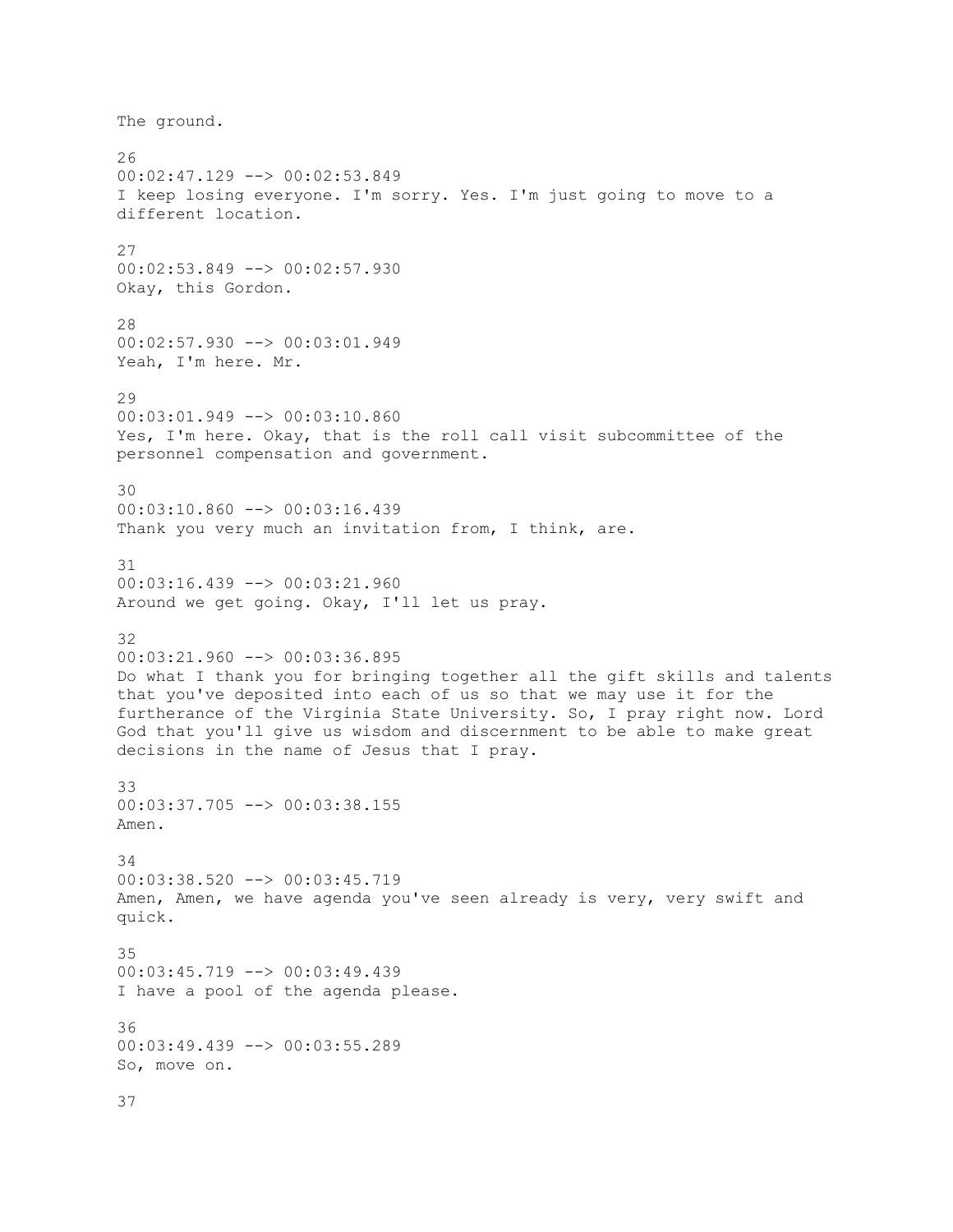The ground.

26
00:02:47.129 --> 00:02:53.849
I keep losing everyone. I'm sorry. Yes. I'm just going to move to a different location.

27
00:02:53.849 --> 00:02:57.930
Okay, this Gordon.

28
00:02:57.930 --> 00:03:01.949
Yeah, I'm here. Mr.

29
00:03:01.949 --> 00:03:10.860
Yes, I'm here. Okay, that is the roll call visit subcommittee of the personnel compensation and government.

30
00:03:10.860 --> 00:03:16.439
Thank you very much an invitation from, I think, are.

31
00:03:16.439 --> 00:03:21.960
Around we get going. Okay, I'll let us pray.

32
00:03:21.960 --> 00:03:36.895
Do what I thank you for bringing together all the gift skills and talents that you've deposited into each of us so that we may use it for the furtherance of the Virginia State University. So, I pray right now. Lord God that you'll give us wisdom and discernment to be able to make great decisions in the name of Jesus that I pray.

33
00:03:37.705 --> 00:03:38.155
Amen.

34
00:03:38.520 --> 00:03:45.719
Amen, Amen, we have agenda you've seen already is very, very swift and quick.

35
00:03:45.719 --> 00:03:49.439
I have a pool of the agenda please.

36
00:03:49.439 --> 00:03:55.289
So, move on.

37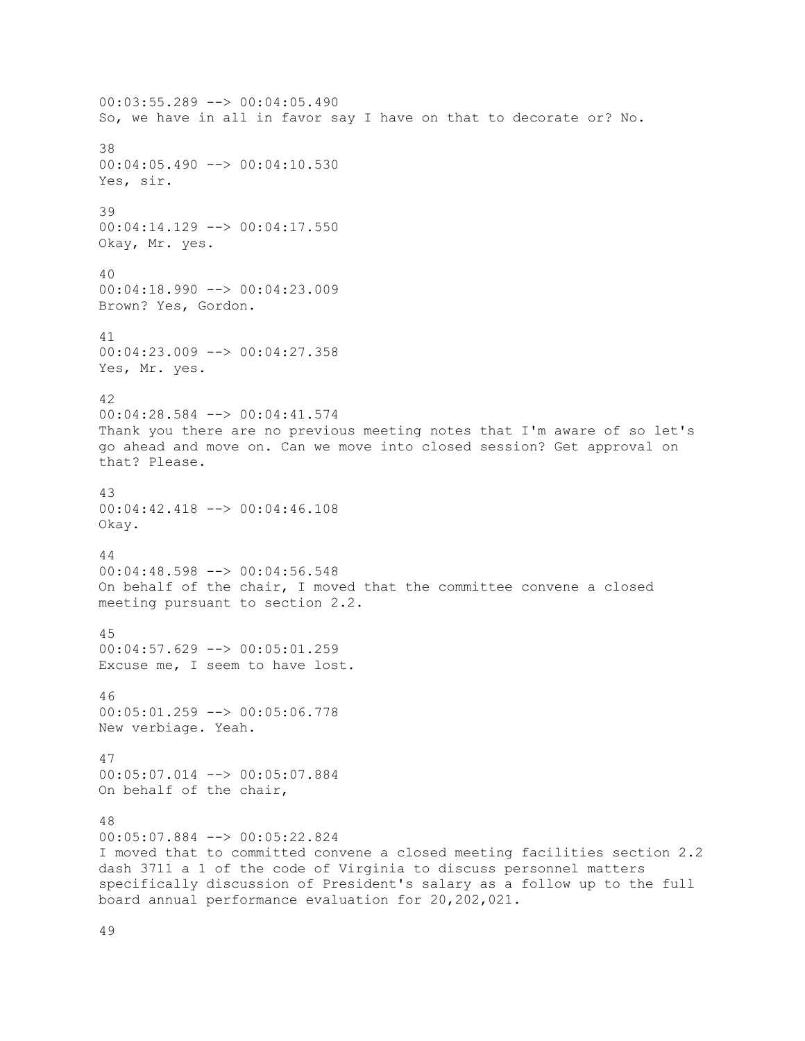00:03:55.289 --> 00:04:05.490
So, we have in all in favor say I have on that to decorate or? No.

38
00:04:05.490 --> 00:04:10.530
Yes, sir.

39
00:04:14.129 --> 00:04:17.550
Okay, Mr. yes.

40
00:04:18.990 --> 00:04:23.009
Brown? Yes, Gordon.

41
00:04:23.009 --> 00:04:27.358
Yes, Mr. yes.

42
00:04:28.584 --> 00:04:41.574
Thank you there are no previous meeting notes that I'm aware of so let's go ahead and move on. Can we move into closed session? Get approval on that? Please.

43
00:04:42.418 --> 00:04:46.108
Okay.

44
00:04:48.598 --> 00:04:56.548
On behalf of the chair, I moved that the committee convene a closed meeting pursuant to section 2.2.

45
00:04:57.629 --> 00:05:01.259
Excuse me, I seem to have lost.

46
00:05:01.259 --> 00:05:06.778
New verbiage. Yeah.

47
00:05:07.014 --> 00:05:07.884
On behalf of the chair,

48
00:05:07.884 --> 00:05:22.824
I moved that to committed convene a closed meeting facilities section 2.2 dash 3711 a 1 of the code of Virginia to discuss personnel matters specifically discussion of President's salary as a follow up to the full board annual performance evaluation for 20,202,021.

49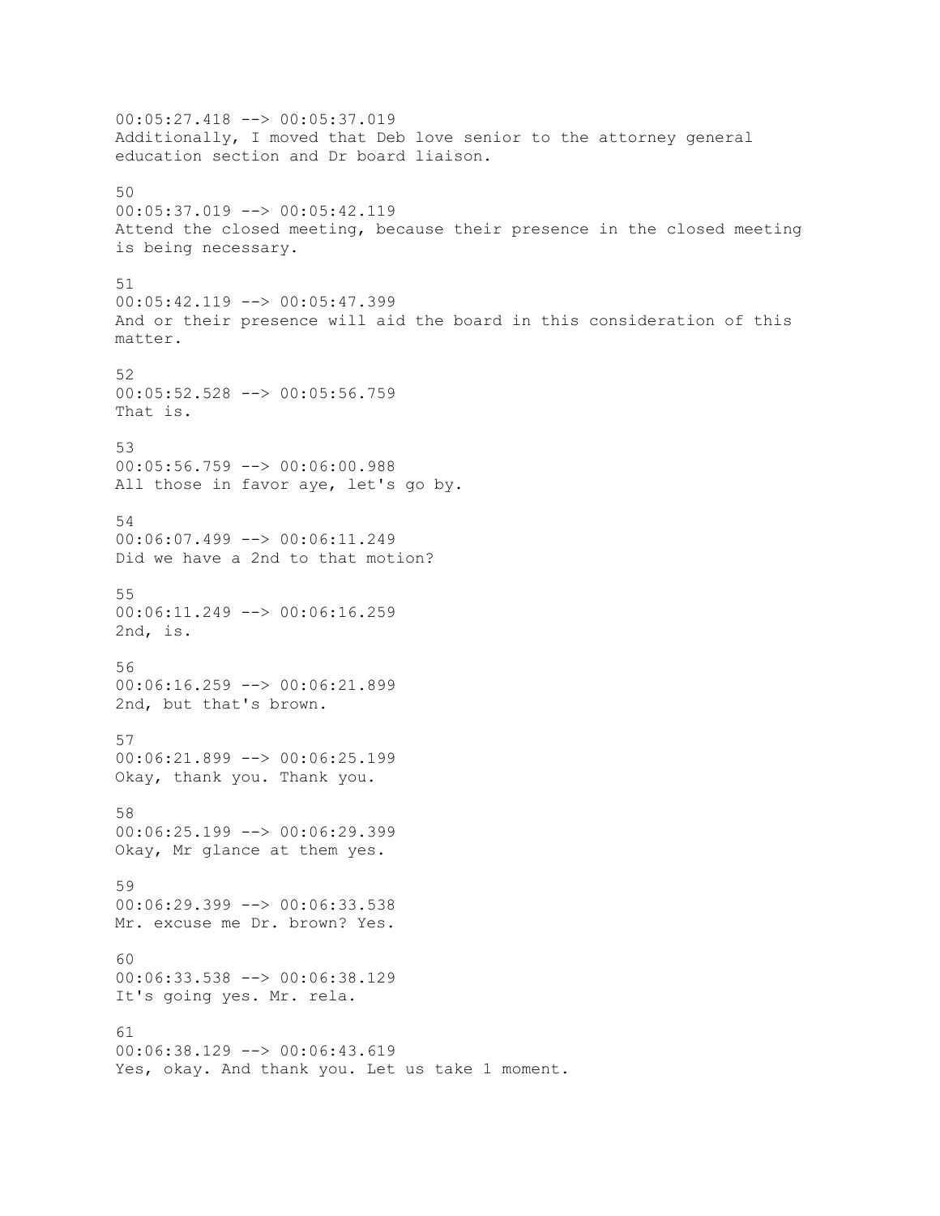00:05:27.418 --> 00:05:37.019
Additionally, I moved that Deb love senior to the attorney general education section and Dr board liaison.

50
00:05:37.019 --> 00:05:42.119
Attend the closed meeting, because their presence in the closed meeting is being necessary.

51
00:05:42.119 --> 00:05:47.399
And or their presence will aid the board in this consideration of this matter.

52
00:05:52.528 --> 00:05:56.759
That is.

53
00:05:56.759 --> 00:06:00.988
All those in favor aye, let's go by.

54
00:06:07.499 --> 00:06:11.249
Did we have a 2nd to that motion?

55
00:06:11.249 --> 00:06:16.259
2nd, is.

56
00:06:16.259 --> 00:06:21.899
2nd, but that's brown.

57
00:06:21.899 --> 00:06:25.199
Okay, thank you. Thank you.

58
00:06:25.199 --> 00:06:29.399
Okay, Mr glance at them yes.

59
00:06:29.399 --> 00:06:33.538
Mr. excuse me Dr. brown? Yes.

60
00:06:33.538 --> 00:06:38.129
It's going yes. Mr. rela.

61
00:06:38.129 --> 00:06:43.619
Yes, okay. And thank you. Let us take 1 moment.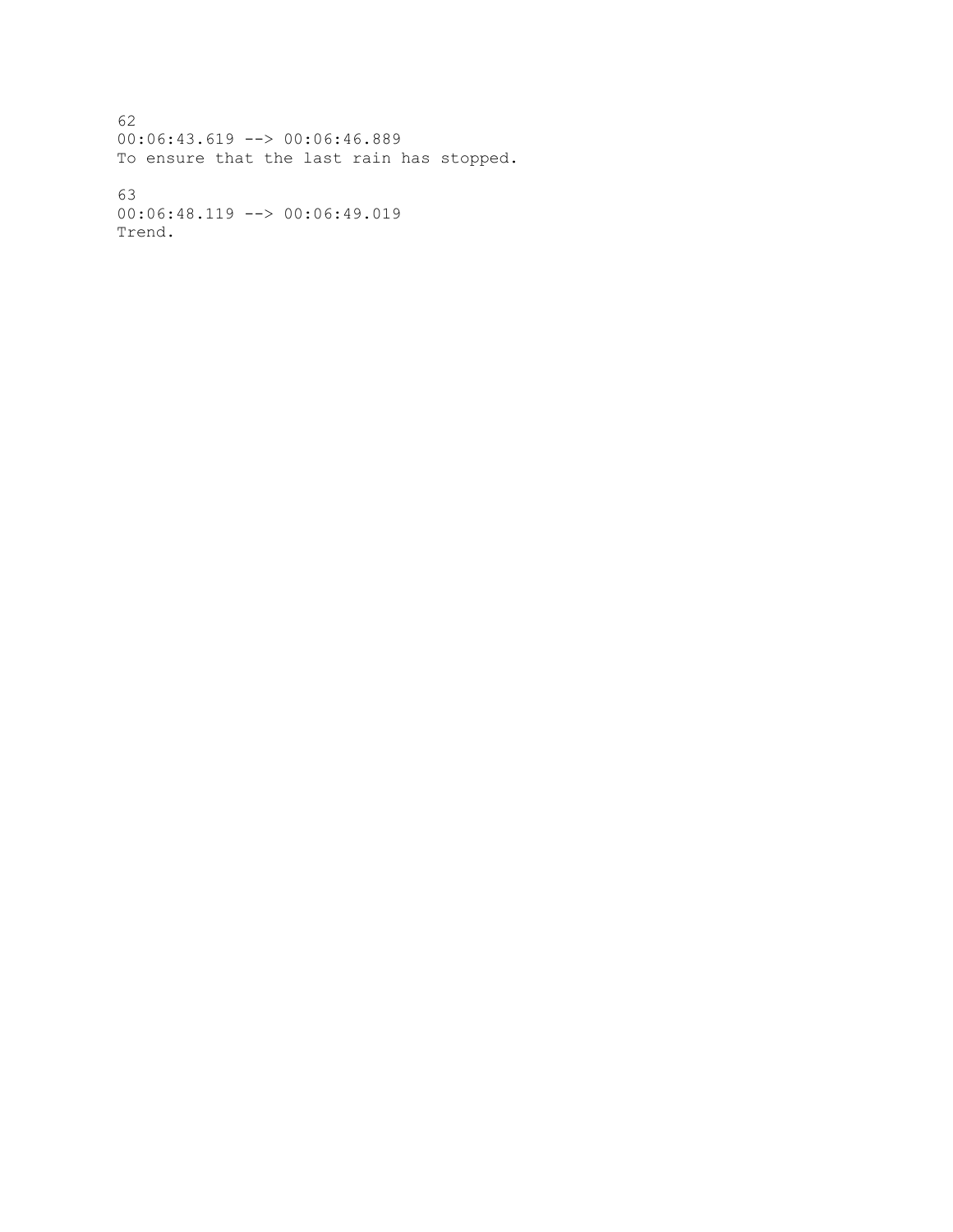62
00:06:43.619 --> 00:06:46.889
To ensure that the last rain has stopped.

63
00:06:48.119 --> 00:06:49.019
Trend.